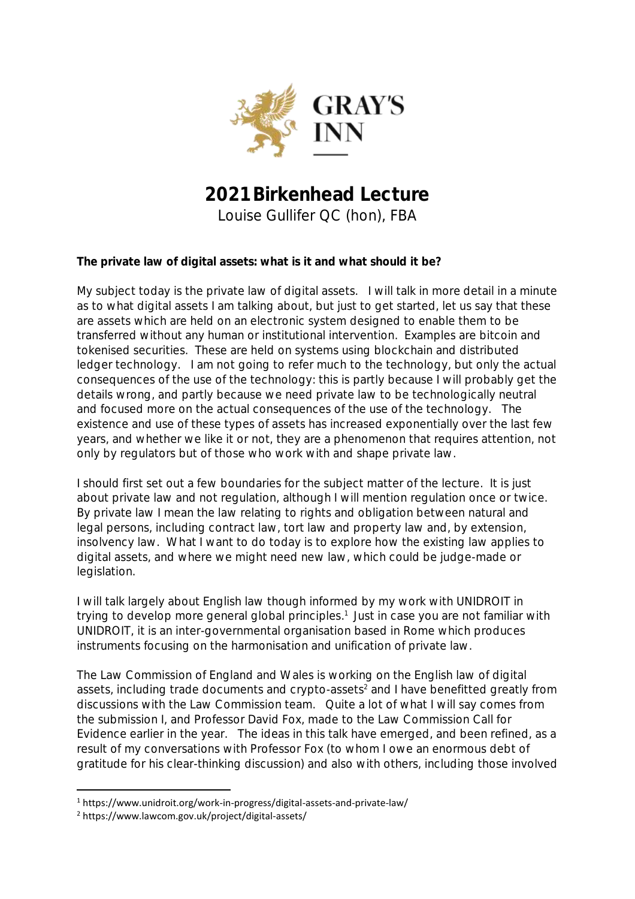GRAY'S INN

# 2021 Birkenhead Lecture

Louise Gullifer QC (hon), FBA

**The private law of digital assets: what is it and what should it be?**

My subject today is the private law of digital assets. I will talk in more detail in a minute as to what digital assets I am talking about, but just to get started, let us say that these are assets which are held on an electronic system designed to enable them to be transferred without any human or institutional intervention. Examples are bitcoin and tokenised securities. These are held on systems using blockchain and distributed ledger technology. I am not going to refer much to the technology, but only the actual consequences of the use of the technology: this is partly because I will probably get the details wrong, and partly because we need private law to be technologically neutral and focused more on the actual consequences of the use of the technology. The existence and use of these types of assets has increased exponentially over the last few years, and whether we like it or not, they are a phenomenon that requires attention, not only by regulators but of those who work with and shape private law.

I should first set out a few boundaries for the subject matter of the lecture. It is just about private law and not regulation, although I will mention regulation once or twice. By private law I mean the law relating to rights and obligation between natural and legal persons, including contract law, tort law and property law and, by extension, insolvency law. What I want to do today is to explore how the existing law applies to digital assets, and where we might need new law, which could be judge-made or legislation.

I will talk largely about English law though informed by my work with UNIDROIT in trying to develop more general global principles.[1] Just in case you are not familiar with UNIDROIT, it is an inter-governmental organisation based in Rome which produces instruments focusing on the harmonisation and unification of private law.

The Law Commission of England and Wales is working on the English law of digital assets, including trade documents and crypto-assets[2] and I have benefitted greatly from discussions with the Law Commission team. Quite a lot of what I will say comes from the submission I, and Professor David Fox, made to the Law Commission Call for Evidence earlier in the year. The ideas in this talk have emerged, and been refined, as a result of my conversations with Professor Fox (to whom I owe an enormous debt of gratitude for his clear-thinking discussion) and also with others, including those involved

---

[1] https://www.unidroit.org/work-in-progress/digital-assets-and-private-law/

[2] https://www.lawcom.gov.uk/project/digital-assets/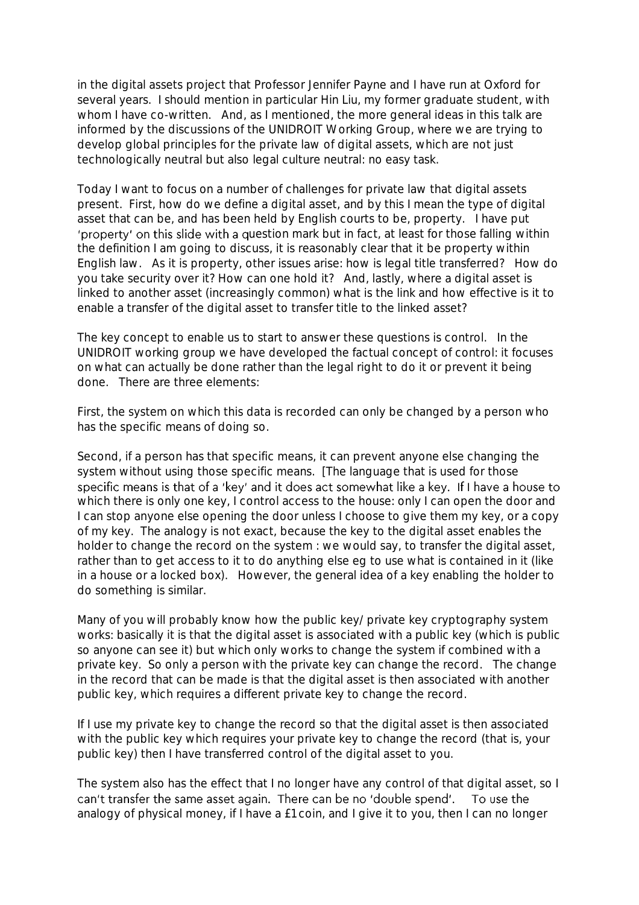in the digital assets project that Professor Jennifer Payne and I have run at Oxford for several years. I should mention in particular Hin Liu, my former graduate student, with whom I have co-written. And, as I mentioned, the more general ideas in this talk are informed by the discussions of the UNIDROIT Working Group, where we are trying to develop global principles for the private law of digital assets, which are not just technologically neutral but also legal culture neutral: no easy task.

Today I want to focus on a number of challenges for private law that digital assets present. First, how do we define a digital asset, and by this I mean the type of digital asset that can be, and has been held by English courts to be, property. I have put 'property' on this slide with a question mark but in fact, at least for those falling within the definition I am going to discuss, it is reasonably clear that it be property within English law. As it is property, other issues arise: how is legal title transferred? How do you take security over it? How can one hold it? And, lastly, where a digital asset is linked to another asset (increasingly common) what is the link and how effective is it to enable a transfer of the digital asset to transfer title to the linked asset?

The key concept to enable us to start to answer these questions is control. In the UNIDROIT working group we have developed the factual concept of control: it focuses on what can actually be done rather than the legal right to do it or prevent it being done. There are three elements:

First, the system on which this data is recorded can only be changed by a person who has the specific means of doing so.

Second, if a person has that specific means, it can prevent anyone else changing the system without using those specific means. [The language that is used for those specific means is that of a 'key' and it does act somewhat like a key. If I have a house to which there is only one key, I control access to the house: only I can open the door and I can stop anyone else opening the door unless I choose to give them my key, or a copy of my key. The analogy is not exact, because the key to the digital asset enables the holder to change the record on the system : we would say, to transfer the digital asset, rather than to get access to it to do anything else eg to use what is contained in it (like in a house or a locked box). However, the general idea of a key enabling the holder to do something is similar.

Many of you will probably know how the public key/ private key cryptography system works: basically it is that the digital asset is associated with a public key (which is public so anyone can see it) but which only works to change the system if combined with a private key. So only a person with the private key can change the record. The change in the record that can be made is that the digital asset is then associated with another public key, which requires a different private key to change the record.

If I use my private key to change the record so that the digital asset is then associated with the public key which requires your private key to change the record (that is, your public key) then I have transferred control of the digital asset to you.

The system also has the effect that I no longer have any control of that digital asset, so I can't transfer the same asset again. There can be no 'double spend'. To use the analogy of physical money, if I have a £1coin, and I give it to you, then I can no longer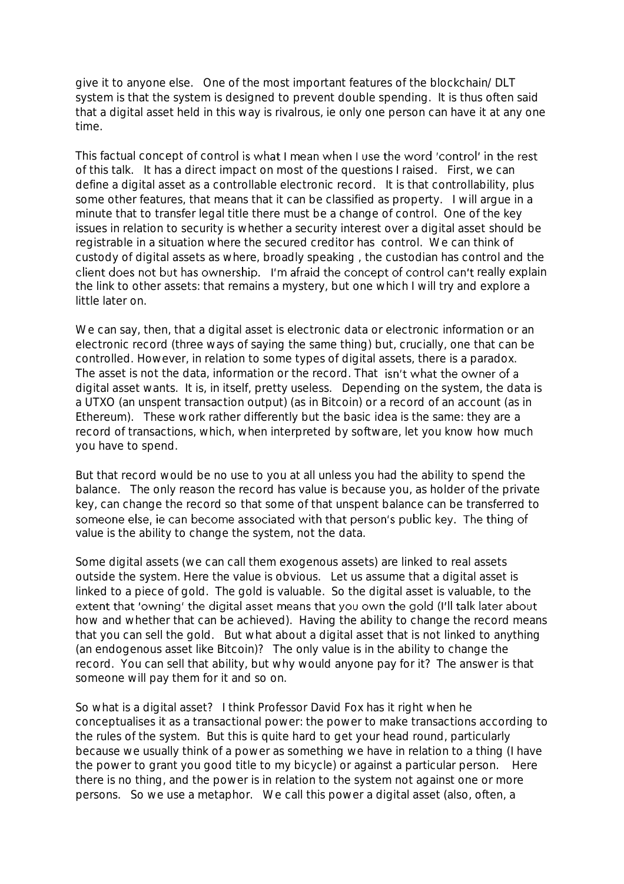give it to anyone else. One of the most important features of the blockchain/ DLT system is that the system is designed to prevent double spending. It is thus often said that a digital asset held in this way is rivalrous, ie only one person can have it at any one time.

This factual concept of control is what I mean when I use the word 'control' in the rest of this talk. It has a direct impact on most of the questions I raised. First, we can define a digital asset as a controllable electronic record. It is that controllability, plus some other features, that means that it can be classified as property. I will argue in a minute that to transfer legal title there must be a change of control. One of the key issues in relation to security is whether a security interest over a digital asset should be registrable in a situation where the secured creditor has control. We can think of custody of digital assets as where, broadly speaking , the custodian has control and the client does not but has ownership. I'm afraid the concept of control can't really explain the link to other assets: that remains a mystery, but one which I will try and explore a little later on.

We can say, then, that a digital asset is electronic data or electronic information or an electronic record (three ways of saying the same thing) but, crucially, one that can be controlled. However, in relation to some types of digital assets, there is a paradox. The asset is not the data, information or the record. That isn't what the owner of a digital asset wants. It is, in itself, pretty useless. Depending on the system, the data is a UTXO (an unspent transaction output) (as in Bitcoin) or a record of an account (as in Ethereum). These work rather differently but the basic idea is the same: they are a record of transactions, which, when interpreted by software, let you know how much you have to spend.

But that record would be no use to you at all unless you had the ability to spend the balance. The only reason the record has value is because you, as holder of the private key, can change the record so that some of that unspent balance can be transferred to someone else, ie can become associated with that person's public key. The thing of value is the ability to change the system, not the data.

Some digital assets (we can call them exogenous assets) are linked to real assets outside the system. Here the value is obvious. Let us assume that a digital asset is linked to a piece of gold. The gold is valuable. So the digital asset is valuable, to the extent that 'owning' the digital asset means that you own the gold (I'll talk later about how and whether that can be achieved). Having the ability to change the record means that you can sell the gold. But what about a digital asset that is not linked to anything (an endogenous asset like Bitcoin)? The only value is in the ability to change the record. You can sell that ability, but why would anyone pay for it? The answer is that someone will pay them for it and so on.

So what is a digital asset? I think Professor David Fox has it right when he conceptualises it as a transactional power: the power to make transactions according to the rules of the system. But this is quite hard to get your head round, particularly because we usually think of a power as something we have in relation to a thing (I have the power to grant you good title to my bicycle) or against a particular person. Here there is no thing, and the power is in relation to the system not against one or more persons. So we use a metaphor. We call this power a digital asset (also, often, a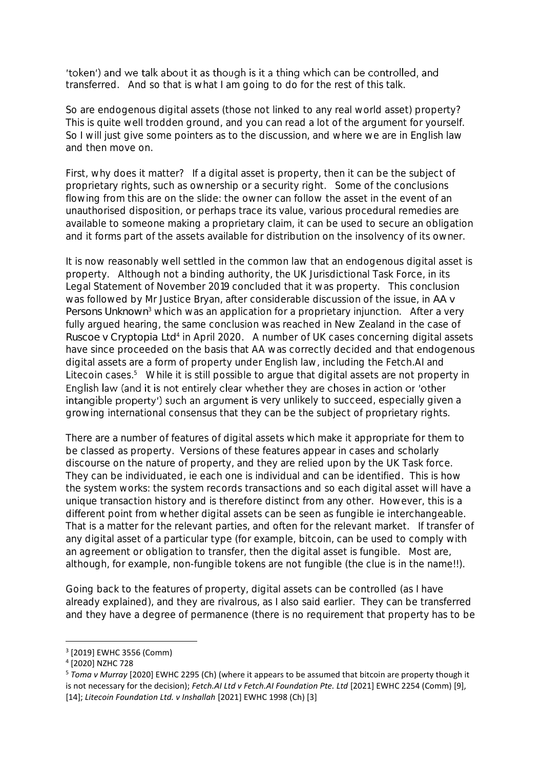'token') and we talk about it as though is it a thing which can be controlled, and transferred. And so that is what I am going to do for the rest of this talk.

So are endogenous digital assets (those not linked to any real world asset) property? This is quite well trodden ground, and you can read a lot of the argument for yourself. So I will just give some pointers as to the discussion, and where we are in English law and then move on.

First, why does it matter? If a digital asset is property, then it can be the subject of proprietary rights, such as ownership or a security right. Some of the conclusions flowing from this are on the slide: the owner can follow the asset in the event of an unauthorised disposition, or perhaps trace its value, various procedural remedies are available to someone making a proprietary claim, it can be used to secure an obligation and it forms part of the assets available for distribution on the insolvency of its owner.

It is now reasonably well settled in the common law that an endogenous digital asset is property. Although not a binding authority, the UK Jurisdictional Task Force, in its Legal Statement of November 2019 concluded that it was property. This conclusion was followed by Mr Justice Bryan, after considerable discussion of the issue, in AA v Persons Unknown[3] which was an application for a proprietary injunction. After a very fully argued hearing, the same conclusion was reached in New Zealand in the case of Ruscoe v Cryptopia Ltd[4] in April 2020. A number of UK cases concerning digital assets have since proceeded on the basis that AA was correctly decided and that endogenous digital assets are a form of property under English law, including the Fetch.AI and Litecoin cases.[5] While it is still possible to argue that digital assets are not property in English law (and it is not entirely clear whether they are choses in action or 'other intangible property') such an argument is very unlikely to succeed, especially given a growing international consensus that they can be the subject of proprietary rights.

There are a number of features of digital assets which make it appropriate for them to be classed as property. Versions of these features appear in cases and scholarly discourse on the nature of property, and they are relied upon by the UK Task force. They can be individuated, ie each one is individual and can be identified. This is how the system works: the system records transactions and so each digital asset will have a unique transaction history and is therefore distinct from any other. However, this is a different point from whether digital assets can be seen as fungible ie interchangeable. That is a matter for the relevant parties, and often for the relevant market. If transfer of any digital asset of a particular type (for example, bitcoin, can be used to comply with an agreement or obligation to transfer, then the digital asset is fungible. Most are, although, for example, non-fungible tokens are not fungible (the clue is in the name!!).

Going back to the features of property, digital assets can be controlled (as I have already explained), and they are rivalrous, as I also said earlier. They can be transferred and they have a degree of permanence (there is no requirement that property has to be

---

[3] [2019] EWHC 3556 (Comm)

[4] [2020] NZHC 728

[5] *Toma v Murray* [2020] EWHC 2295 (Ch) (where it appears to be assumed that bitcoin are property though it is not necessary for the decision); *Fetch.AI Ltd v Fetch.AI Foundation Pte. Ltd* [2021] EWHC 2254 (Comm) [9], [14]; *Litecoin Foundation Ltd. v Inshallah* [2021] EWHC 1998 (Ch) [3]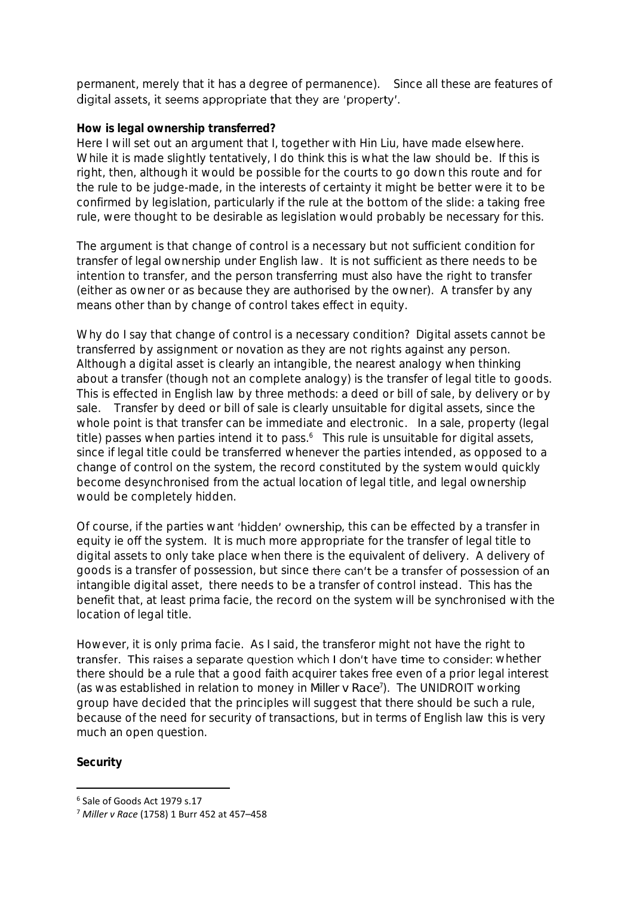permanent, merely that it has a degree of permanence). Since all these are features of digital assets, it seems appropriate that they are 'property'.

**How is legal ownership transferred?**

Here I will set out an argument that I, together with Hin Liu, have made elsewhere. While it is made slightly tentatively, I do think this is what the law should be. If this is right, then, although it would be possible for the courts to go down this route and for the rule to be judge-made, in the interests of certainty it might be better were it to be confirmed by legislation, particularly if the rule at the bottom of the slide: a taking free rule, were thought to be desirable as legislation would probably be necessary for this.

The argument is that change of control is a necessary but not sufficient condition for transfer of legal ownership under English law. It is not sufficient as there needs to be intention to transfer, and the person transferring must also have the right to transfer (either as owner or as because they are authorised by the owner). A transfer by any means other than by change of control takes effect in equity.

Why do I say that change of control is a necessary condition? Digital assets cannot be transferred by assignment or novation as they are not rights against any person. Although a digital asset is clearly an intangible, the nearest analogy when thinking about a transfer (though not an complete analogy) is the transfer of legal title to goods. This is effected in English law by three methods: a deed or bill of sale, by delivery or by sale. Transfer by deed or bill of sale is clearly unsuitable for digital assets, since the whole point is that transfer can be immediate and electronic. In a sale, property (legal title) passes when parties intend it to pass.[6] This rule is unsuitable for digital assets, since if legal title could be transferred whenever the parties intended, as opposed to a change of control on the system, the record constituted by the system would quickly become desynchronised from the actual location of legal title, and legal ownership would be completely hidden.

Of course, if the parties want 'hidden' ownership, this can be effected by a transfer in equity ie off the system. It is much more appropriate for the transfer of legal title to digital assets to only take place when there is the equivalent of delivery. A delivery of goods is a transfer of possession, but since there can't be a transfer of possession of an intangible digital asset, there needs to be a transfer of control instead. This has the benefit that, at least prima facie, the record on the system will be synchronised with the location of legal title.

However, it is only prima facie. As I said, the transferor might not have the right to transfer. This raises a separate question which I don't have time to consider: whether there should be a rule that a good faith acquirer takes free even of a prior legal interest (as was established in relation to money in *Miller v Race*[7]). The UNIDROIT working group have decided that the principles will suggest that there should be such a rule, because of the need for security of transactions, but in terms of English law this is very much an open question.

**Security**

---

[6] Sale of Goods Act 1979 s.17

[7] *Miller v Race* (1758) 1 Burr 452 at 457–458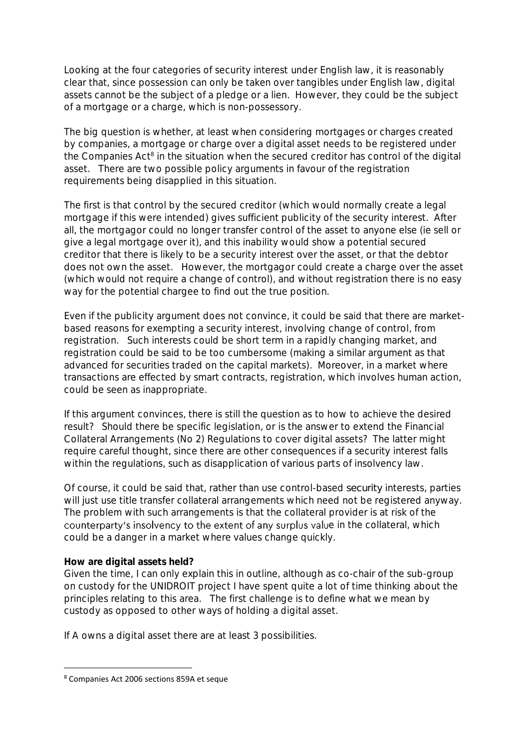Looking at the four categories of security interest under English law, it is reasonably clear that, since possession can only be taken over tangibles under English law, digital assets cannot be the subject of a pledge or a lien. However, they could be the subject of a mortgage or a charge, which is non-possessory.

The big question is whether, at least when considering mortgages or charges created by companies, a mortgage or charge over a digital asset needs to be registered under the Companies Act[8] in the situation when the secured creditor has control of the digital asset. There are two possible policy arguments in favour of the registration requirements being disapplied in this situation.

The first is that control by the secured creditor (which would normally create a legal mortgage if this were intended) gives sufficient publicity of the security interest. After all, the mortgagor could no longer transfer control of the asset to anyone else (ie sell or give a legal mortgage over it), and this inability would show a potential secured creditor that there is likely to be a security interest over the asset, or that the debtor does not own the asset. However, the mortgagor could create a charge over the asset (which would not require a change of control), and without registration there is no easy way for the potential chargee to find out the true position.

Even if the publicity argument does not convince, it could be said that there are market-based reasons for exempting a security interest, involving change of control, from registration. Such interests could be short term in a rapidly changing market, and registration could be said to be too cumbersome (making a similar argument as that advanced for securities traded on the capital markets). Moreover, in a market where transactions are effected by smart contracts, registration, which involves human action, could be seen as inappropriate.

If this argument convinces, there is still the question as to how to achieve the desired result? Should there be specific legislation, or is the answer to extend the Financial Collateral Arrangements (No 2) Regulations to cover digital assets? The latter might require careful thought, since there are other consequences if a security interest falls within the regulations, such as disapplication of various parts of insolvency law.

Of course, it could be said that, rather than use control-based security interests, parties will just use title transfer collateral arrangements which need not be registered anyway. The problem with such arrangements is that the collateral provider is at risk of the counterparty's insolvency to the extent of any surplus value in the collateral, which could be a danger in a market where values change quickly.

**How are digital assets held?**

Given the time, I can only explain this in outline, although as co-chair of the sub-group on custody for the UNIDROIT project I have spent quite a lot of time thinking about the principles relating to this area. The first challenge is to define what we mean by custody as opposed to other ways of holding a digital asset.

If A owns a digital asset there are at least 3 possibilities.

[8] Companies Act 2006 sections 859A et seque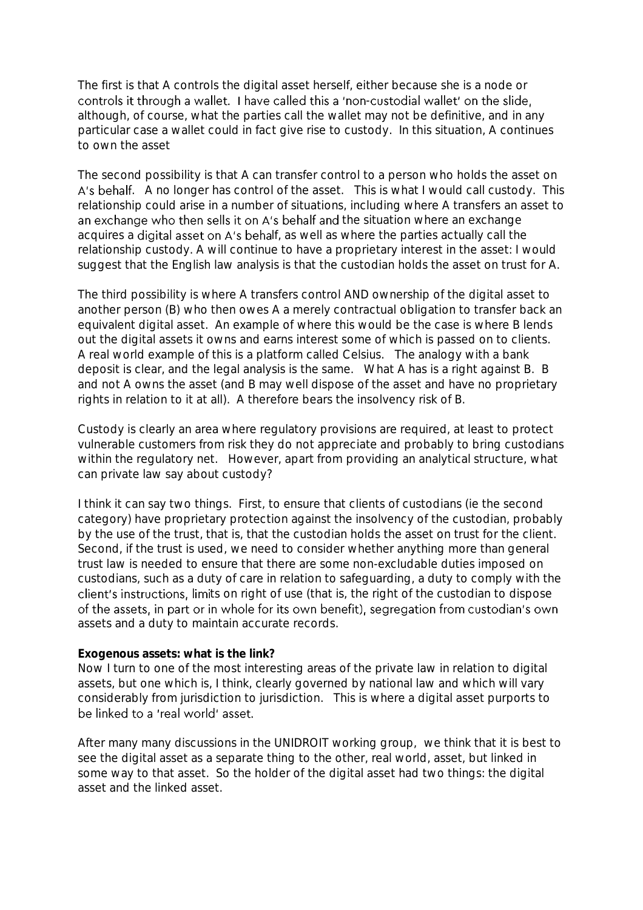The first is that A controls the digital asset herself, either because she is a node or controls it through a wallet. I have called this a 'non-custodial wallet' on the slide, although, of course, what the parties call the wallet may not be definitive, and in any particular case a wallet could in fact give rise to custody. In this situation, A continues to own the asset

The second possibility is that A can transfer control to a person who holds the asset on A's behalf. A no longer has control of the asset. This is what I would call custody. This relationship could arise in a number of situations, including where A transfers an asset to an exchange who then sells it on A's behalf and the situation where an exchange acquires a digital asset on A's behalf, as well as where the parties actually call the relationship custody. A will continue to have a proprietary interest in the asset: I would suggest that the English law analysis is that the custodian holds the asset on trust for A.

The third possibility is where A transfers control AND ownership of the digital asset to another person (B) who then owes A a merely contractual obligation to transfer back an equivalent digital asset. An example of where this would be the case is where B lends out the digital assets it owns and earns interest some of which is passed on to clients. A real world example of this is a platform called Celsius. The analogy with a bank deposit is clear, and the legal analysis is the same. What A has is a right against B. B and not A owns the asset (and B may well dispose of the asset and have no proprietary rights in relation to it at all). A therefore bears the insolvency risk of B.

Custody is clearly an area where regulatory provisions are required, at least to protect vulnerable customers from risk they do not appreciate and probably to bring custodians within the regulatory net. However, apart from providing an analytical structure, what can private law say about custody?

I think it can say two things. First, to ensure that clients of custodians (ie the second category) have proprietary protection against the insolvency of the custodian, probably by the use of the trust, that is, that the custodian holds the asset on trust for the client. Second, if the trust is used, we need to consider whether anything more than general trust law is needed to ensure that there are some non-excludable duties imposed on custodians, such as a duty of care in relation to safeguarding, a duty to comply with the client's instructions, limits on right of use (that is, the right of the custodian to dispose of the assets, in part or in whole for its own benefit), segregation from custodian's own assets and a duty to maintain accurate records.

**Exogenous assets: what is the link?**

Now I turn to one of the most interesting areas of the private law in relation to digital assets, but one which is, I think, clearly governed by national law and which will vary considerably from jurisdiction to jurisdiction. This is where a digital asset purports to be linked to a 'real world' asset.

After many many discussions in the UNIDROIT working group, we think that it is best to see the digital asset as a separate thing to the other, real world, asset, but linked in some way to that asset. So the holder of the digital asset had two things: the digital asset and the linked asset.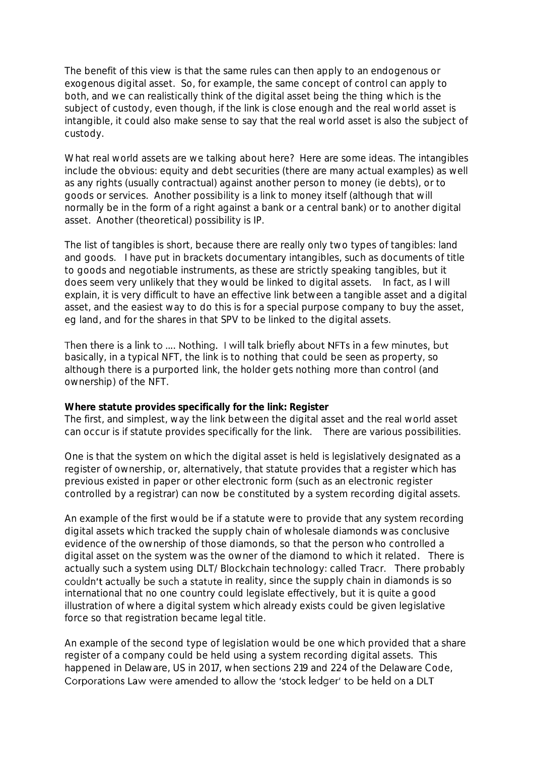The benefit of this view is that the same rules can then apply to an endogenous or exogenous digital asset. So, for example, the same concept of control can apply to both, and we can realistically think of the digital asset being the thing which is the subject of custody, even though, if the link is close enough and the real world asset is intangible, it could also make sense to say that the real world asset is also the subject of custody.

What real world assets are we talking about here? Here are some ideas. The intangibles include the obvious: equity and debt securities (there are many actual examples) as well as any rights (usually contractual) against another person to money (ie debts), or to goods or services. Another possibility is a link to money itself (although that will normally be in the form of a right against a bank or a central bank) or to another digital asset. Another (theoretical) possibility is IP.

The list of tangibles is short, because there are really only two types of tangibles: land and goods. I have put in brackets documentary intangibles, such as documents of title to goods and negotiable instruments, as these are strictly speaking tangibles, but it does seem very unlikely that they would be linked to digital assets. In fact, as I will explain, it is very difficult to have an effective link between a tangible asset and a digital asset, and the easiest way to do this is for a special purpose company to buy the asset, eg land, and for the shares in that SPV to be linked to the digital assets.

Then there is a link to .... Nothing. I will talk briefly about NFTs in a few minutes, but basically, in a typical NFT, the link is to nothing that could be seen as property, so although there is a purported link, the holder gets nothing more than control (and ownership) of the NFT.

**Where statute provides specifically for the link: Register**
The first, and simplest, way the link between the digital asset and the real world asset can occur is if statute provides specifically for the link. There are various possibilities.

One is that the system on which the digital asset is held is legislatively designated as a register of ownership, or, alternatively, that statute provides that a register which has previous existed in paper or other electronic form (such as an electronic register controlled by a registrar) can now be constituted by a system recording digital assets.

An example of the first would be if a statute were to provide that any system recording digital assets which tracked the supply chain of wholesale diamonds was conclusive evidence of the ownership of those diamonds, so that the person who controlled a digital asset on the system was the owner of the diamond to which it related. There is actually such a system using DLT/ Blockchain technology: called Tracr. There probably couldn't actually be such a statute in reality, since the supply chain in diamonds is so international that no one country could legislate effectively, but it is quite a good illustration of where a digital system which already exists could be given legislative force so that registration became legal title.

An example of the second type of legislation would be one which provided that a share register of a company could be held using a system recording digital assets. This happened in Delaware, US in 2017, when sections 219 and 224 of the Delaware Code, Corporations Law were amended to allow the 'stock ledger' to be held on a DLT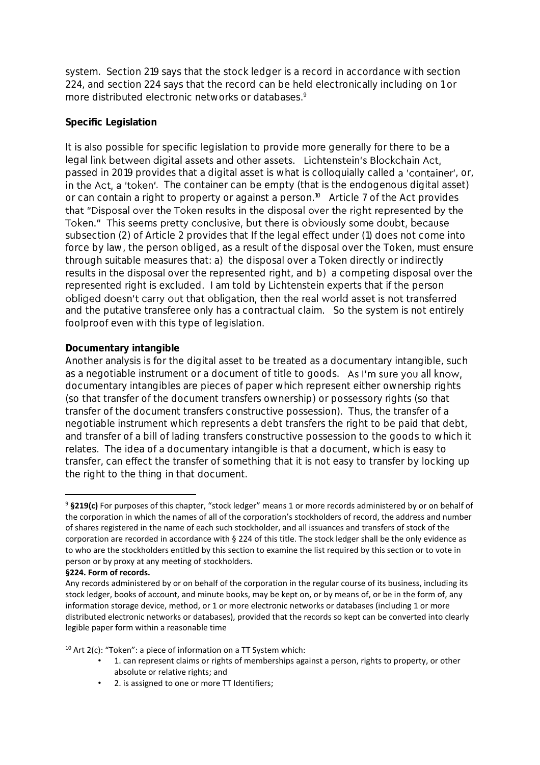system. Section 219 says that the stock ledger is a record in accordance with section 224, and section 224 says that the record can be held electronically including on 1 or more distributed electronic networks or databases.[9]

**Specific Legislation**

It is also possible for specific legislation to provide more generally for there to be a legal link between digital assets and other assets. Lichtenstein's Blockchain Act, passed in 2019 provides that a digital asset is what is colloquially called a 'container', or, in the Act, a 'token'. The container can be empty (that is the endogenous digital asset) or can contain a right to property or against a person.[10] Article 7 of the Act provides that "Disposal over the Token results in the disposal over the right represented by the Token." This seems pretty conclusive, but there is obviously some doubt, because subsection (2) of Article 2 provides that If the legal effect under (1) does not come into force by law, the person obliged, as a result of the disposal over the Token, must ensure through suitable measures that: a) the disposal over a Token directly or indirectly results in the disposal over the represented right, and b) a competing disposal over the represented right is excluded. I am told by Lichtenstein experts that if the person obliged doesn't carry out that obligation, then the real world asset is not transferred and the putative transferee only has a contractual claim. So the system is not entirely foolproof even with this type of legislation.

**Documentary intangible**

Another analysis is for the digital asset to be treated as a documentary intangible, such as a negotiable instrument or a document of title to goods. As I'm sure you all know, documentary intangibles are pieces of paper which represent either ownership rights (so that transfer of the document transfers ownership) or possessory rights (so that transfer of the document transfers constructive possession). Thus, the transfer of a negotiable instrument which represents a debt transfers the right to be paid that debt, and transfer of a bill of lading transfers constructive possession to the goods to which it relates. The idea of a documentary intangible is that a document, which is easy to transfer, can effect the transfer of something that it is not easy to transfer by locking up the right to the thing in that document.

---

[9] **§219(c)** For purposes of this chapter, "stock ledger" means 1 or more records administered by or on behalf of the corporation in which the names of all of the corporation's stockholders of record, the address and number of shares registered in the name of each such stockholder, and all issuances and transfers of stock of the corporation are recorded in accordance with § 224 of this title. The stock ledger shall be the only evidence as to who are the stockholders entitled by this section to examine the list required by this section or to vote in person or by proxy at any meeting of stockholders.

**§224. Form of records.**

Any records administered by or on behalf of the corporation in the regular course of its business, including its stock ledger, books of account, and minute books, may be kept on, or by means of, or be in the form of, any information storage device, method, or 1 or more electronic networks or databases (including 1 or more distributed electronic networks or databases), provided that the records so kept can be converted into clearly legible paper form within a reasonable time

[10] Art 2(c): "Token": a piece of information on a TT System which:

- 1. can represent claims or rights of memberships against a person, rights to property, or other absolute or relative rights; and
- 2. is assigned to one or more TT Identifiers;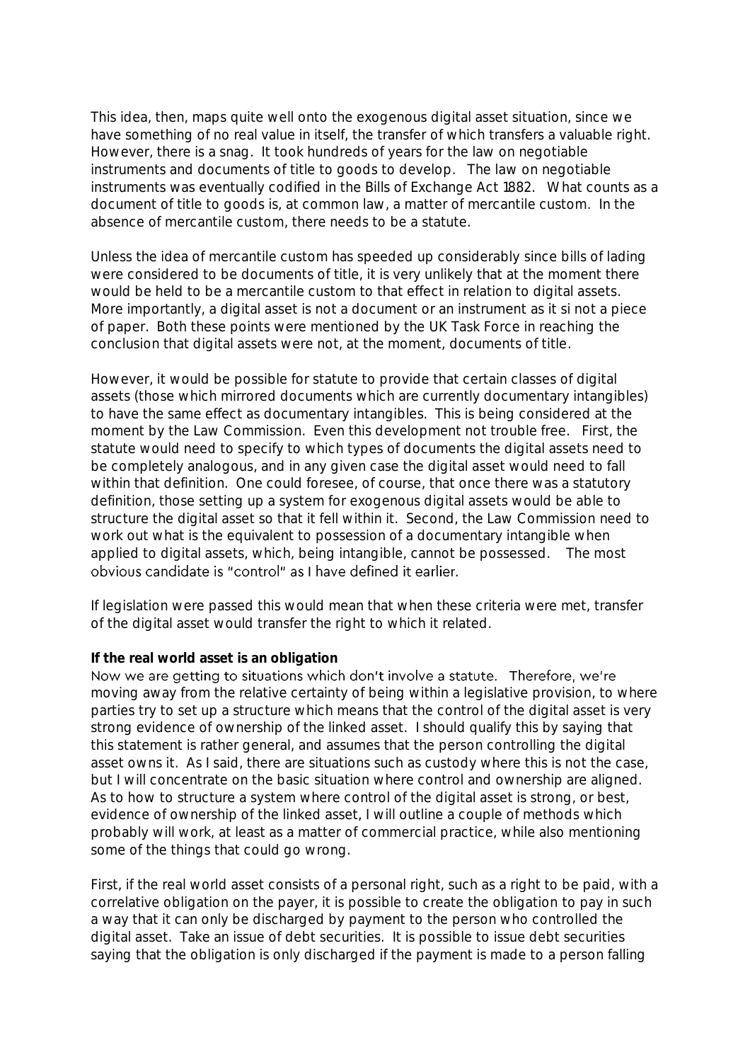This idea, then, maps quite well onto the exogenous digital asset situation, since we have something of no real value in itself, the transfer of which transfers a valuable right. However, there is a snag. It took hundreds of years for the law on negotiable instruments and documents of title to goods to develop. The law on negotiable instruments was eventually codified in the Bills of Exchange Act 1882. What counts as a document of title to goods is, at common law, a matter of mercantile custom. In the absence of mercantile custom, there needs to be a statute.

Unless the idea of mercantile custom has speeded up considerably since bills of lading were considered to be documents of title, it is very unlikely that at the moment there would be held to be a mercantile custom to that effect in relation to digital assets. More importantly, a digital asset is not a document or an instrument as it si not a piece of paper. Both these points were mentioned by the UK Task Force in reaching the conclusion that digital assets were not, at the moment, documents of title.

However, it would be possible for statute to provide that certain classes of digital assets (those which mirrored documents which are currently documentary intangibles) to have the same effect as documentary intangibles. This is being considered at the moment by the Law Commission. Even this development not trouble free. First, the statute would need to specify to which types of documents the digital assets need to be completely analogous, and in any given case the digital asset would need to fall within that definition. One could foresee, of course, that once there was a statutory definition, those setting up a system for exogenous digital assets would be able to structure the digital asset so that it fell within it. Second, the Law Commission need to work out what is the equivalent to possession of a documentary intangible when applied to digital assets, which, being intangible, cannot be possessed. The most obvious candidate is "control" as I have defined it earlier.

If legislation were passed this would mean that when these criteria were met, transfer of the digital asset would transfer the right to which it related.

**If the real world asset is an obligation**

Now we are getting to situations which don't involve a statute. Therefore, we're moving away from the relative certainty of being within a legislative provision, to where parties try to set up a structure which means that the control of the digital asset is very strong evidence of ownership of the linked asset. I should qualify this by saying that this statement is rather general, and assumes that the person controlling the digital asset owns it. As I said, there are situations such as custody where this is not the case, but I will concentrate on the basic situation where control and ownership are aligned. As to how to structure a system where control of the digital asset is strong, or best, evidence of ownership of the linked asset, I will outline a couple of methods which probably will work, at least as a matter of commercial practice, while also mentioning some of the things that could go wrong.

First, if the real world asset consists of a personal right, such as a right to be paid, with a correlative obligation on the payer, it is possible to create the obligation to pay in such a way that it can only be discharged by payment to the person who controlled the digital asset. Take an issue of debt securities. It is possible to issue debt securities saying that the obligation is only discharged if the payment is made to a person falling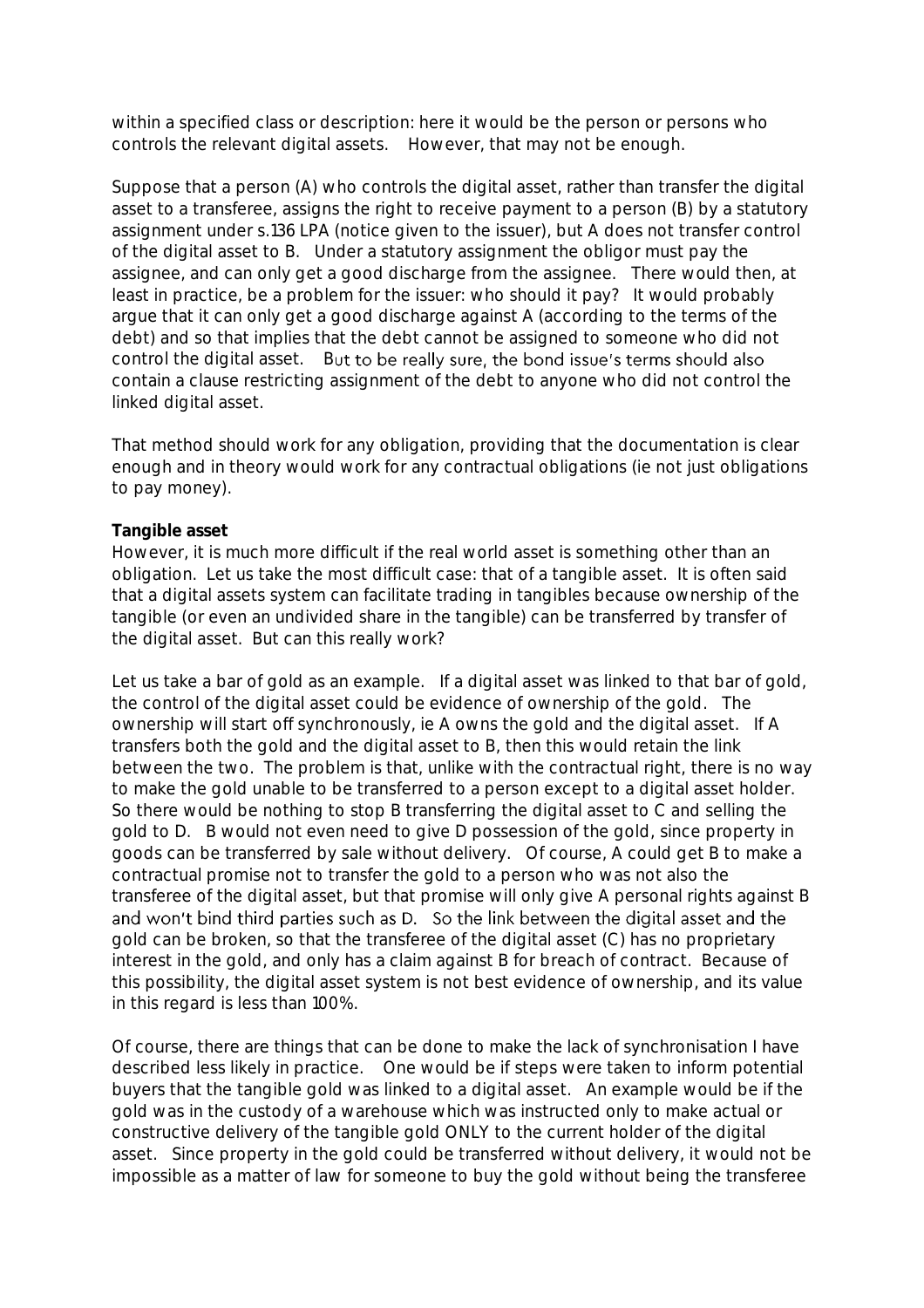within a specified class or description: here it would be the person or persons who controls the relevant digital assets. However, that may not be enough.

Suppose that a person (A) who controls the digital asset, rather than transfer the digital asset to a transferee, assigns the right to receive payment to a person (B) by a statutory assignment under s.136 LPA (notice given to the issuer), but A does not transfer control of the digital asset to B. Under a statutory assignment the obligor must pay the assignee, and can only get a good discharge from the assignee. There would then, at least in practice, be a problem for the issuer: who should it pay? It would probably argue that it can only get a good discharge against A (according to the terms of the debt) and so that implies that the debt cannot be assigned to someone who did not control the digital asset. But to be really sure, the bond issue's terms should also contain a clause restricting assignment of the debt to anyone who did not control the linked digital asset.

That method should work for any obligation, providing that the documentation is clear enough and in theory would work for any contractual obligations (ie not just obligations to pay money).

**Tangible asset**

However, it is much more difficult if the real world asset is something other than an obligation. Let us take the most difficult case: that of a tangible asset. It is often said that a digital assets system can facilitate trading in tangibles because ownership of the tangible (or even an undivided share in the tangible) can be transferred by transfer of the digital asset. But can this really work?

Let us take a bar of gold as an example. If a digital asset was linked to that bar of gold, the control of the digital asset could be evidence of ownership of the gold. The ownership will start off synchronously, ie A owns the gold and the digital asset. If A transfers both the gold and the digital asset to B, then this would retain the link between the two. The problem is that, unlike with the contractual right, there is no way to make the gold unable to be transferred to a person except to a digital asset holder. So there would be nothing to stop B transferring the digital asset to C and selling the gold to D. B would not even need to give D possession of the gold, since property in goods can be transferred by sale without delivery. Of course, A could get B to make a contractual promise not to transfer the gold to a person who was not also the transferee of the digital asset, but that promise will only give A personal rights against B and won't bind third parties such as D. So the link between the digital asset and the gold can be broken, so that the transferee of the digital asset (C) has no proprietary interest in the gold, and only has a claim against B for breach of contract. Because of this possibility, the digital asset system is not best evidence of ownership, and its value in this regard is less than 100%.

Of course, there are things that can be done to make the lack of synchronisation I have described less likely in practice. One would be if steps were taken to inform potential buyers that the tangible gold was linked to a digital asset. An example would be if the gold was in the custody of a warehouse which was instructed only to make actual or constructive delivery of the tangible gold ONLY to the current holder of the digital asset. Since property in the gold could be transferred without delivery, it would not be impossible as a matter of law for someone to buy the gold without being the transferee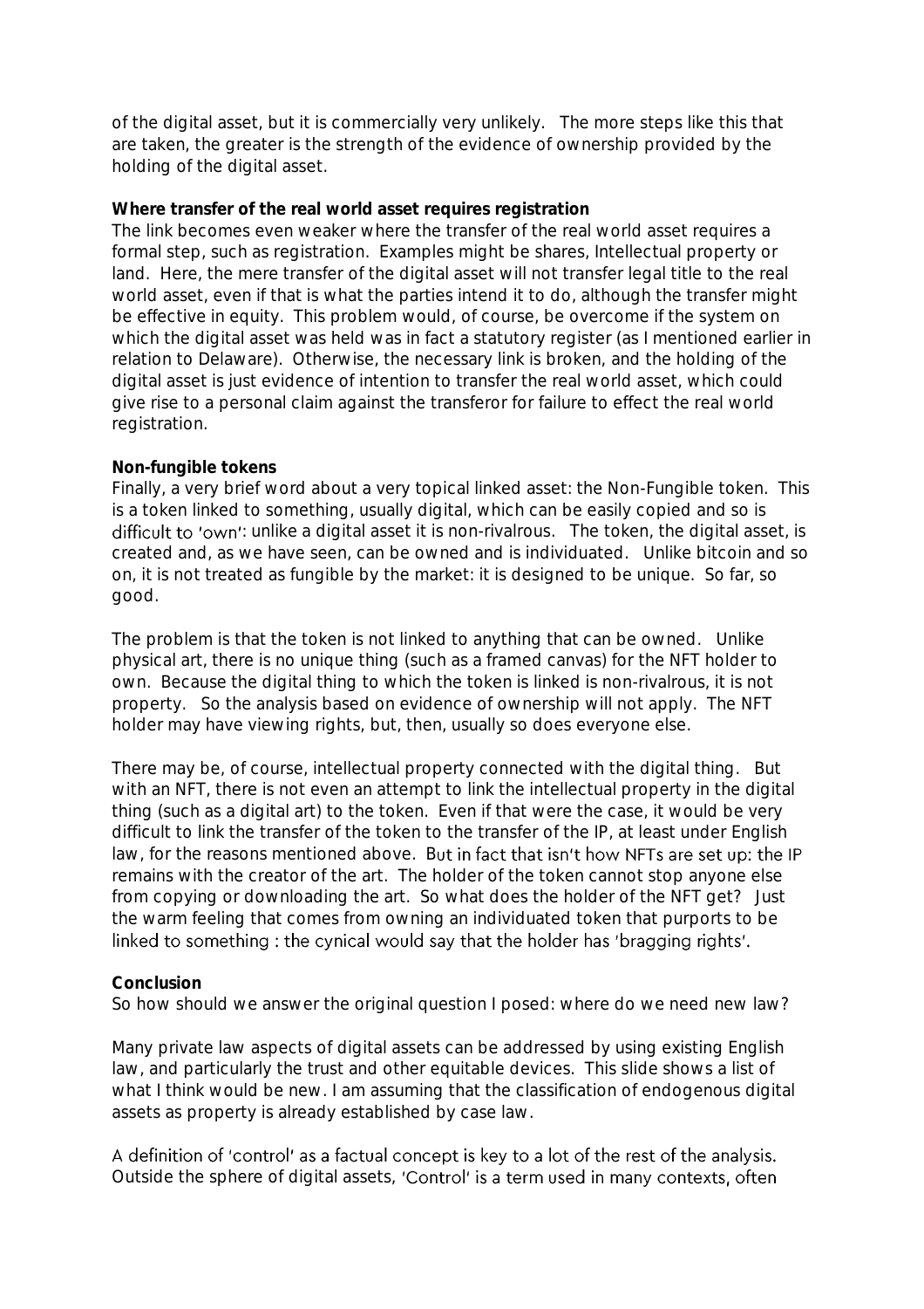of the digital asset, but it is commercially very unlikely. The more steps like this that are taken, the greater is the strength of the evidence of ownership provided by the holding of the digital asset.

**Where transfer of the real world asset requires registration**

The link becomes even weaker where the transfer of the real world asset requires a formal step, such as registration. Examples might be shares, Intellectual property or land. Here, the mere transfer of the digital asset will not transfer legal title to the real world asset, even if that is what the parties intend it to do, although the transfer might be effective in equity. This problem would, of course, be overcome if the system on which the digital asset was held was in fact a statutory register (as I mentioned earlier in relation to Delaware). Otherwise, the necessary link is broken, and the holding of the digital asset is just evidence of intention to transfer the real world asset, which could give rise to a personal claim against the transferor for failure to effect the real world registration.

**Non-fungible tokens**

Finally, a very brief word about a very topical linked asset: the Non-Fungible token. This is a token linked to something, usually digital, which can be easily copied and so is difficult to 'own': unlike a digital asset it is non-rivalrous. The token, the digital asset, is created and, as we have seen, can be owned and is individuated. Unlike bitcoin and so on, it is not treated as fungible by the market: it is designed to be unique. So far, so good.

The problem is that the token is not linked to anything that can be owned. Unlike physical art, there is no unique thing (such as a framed canvas) for the NFT holder to own. Because the digital thing to which the token is linked is non-rivalrous, it is not property. So the analysis based on evidence of ownership will not apply. The NFT holder may have viewing rights, but, then, usually so does everyone else.

There may be, of course, intellectual property connected with the digital thing. But with an NFT, there is not even an attempt to link the intellectual property in the digital thing (such as a digital art) to the token. Even if that were the case, it would be very difficult to link the transfer of the token to the transfer of the IP, at least under English law, for the reasons mentioned above. But in fact that isn't how NFTs are set up: the IP remains with the creator of the art. The holder of the token cannot stop anyone else from copying or downloading the art. So what does the holder of the NFT get? Just the warm feeling that comes from owning an individuated token that purports to be linked to something : the cynical would say that the holder has 'bragging rights'.

**Conclusion**

So how should we answer the original question I posed: where do we need new law?

Many private law aspects of digital assets can be addressed by using existing English law, and particularly the trust and other equitable devices. This slide shows a list of what I think would be new. I am assuming that the classification of endogenous digital assets as property is already established by case law.

A definition of 'control' as a factual concept is key to a lot of the rest of the analysis. Outside the sphere of digital assets, 'Control' is a term used in many contexts, often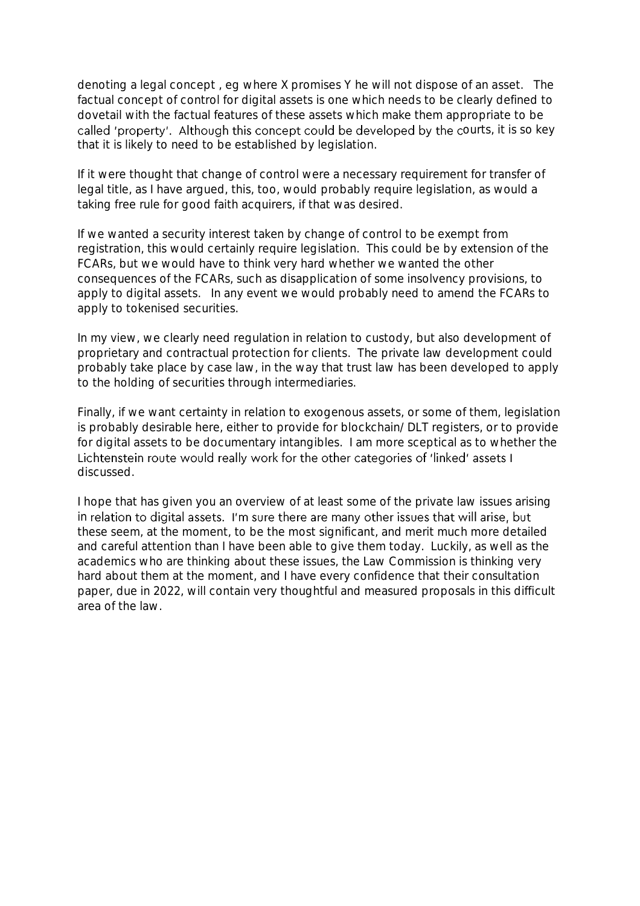denoting a legal concept , eg where X promises Y he will not dispose of an asset. The factual concept of control for digital assets is one which needs to be clearly defined to dovetail with the factual features of these assets which make them appropriate to be called 'property'. Although this concept could be developed by the courts, it is so key that it is likely to need to be established by legislation.

If it were thought that change of control were a necessary requirement for transfer of legal title, as I have argued, this, too, would probably require legislation, as would a taking free rule for good faith acquirers, if that was desired.

If we wanted a security interest taken by change of control to be exempt from registration, this would certainly require legislation. This could be by extension of the FCARs, but we would have to think very hard whether we wanted the other consequences of the FCARs, such as disapplication of some insolvency provisions, to apply to digital assets. In any event we would probably need to amend the FCARs to apply to tokenised securities.

In my view, we clearly need regulation in relation to custody, but also development of proprietary and contractual protection for clients. The private law development could probably take place by case law, in the way that trust law has been developed to apply to the holding of securities through intermediaries.

Finally, if we want certainty in relation to exogenous assets, or some of them, legislation is probably desirable here, either to provide for blockchain/ DLT registers, or to provide for digital assets to be documentary intangibles. I am more sceptical as to whether the Lichtenstein route would really work for the other categories of 'linked' assets I discussed.

I hope that has given you an overview of at least some of the private law issues arising in relation to digital assets. I'm sure there are many other issues that will arise, but these seem, at the moment, to be the most significant, and merit much more detailed and careful attention than I have been able to give them today. Luckily, as well as the academics who are thinking about these issues, the Law Commission is thinking very hard about them at the moment, and I have every confidence that their consultation paper, due in 2022, will contain very thoughtful and measured proposals in this difficult area of the law.